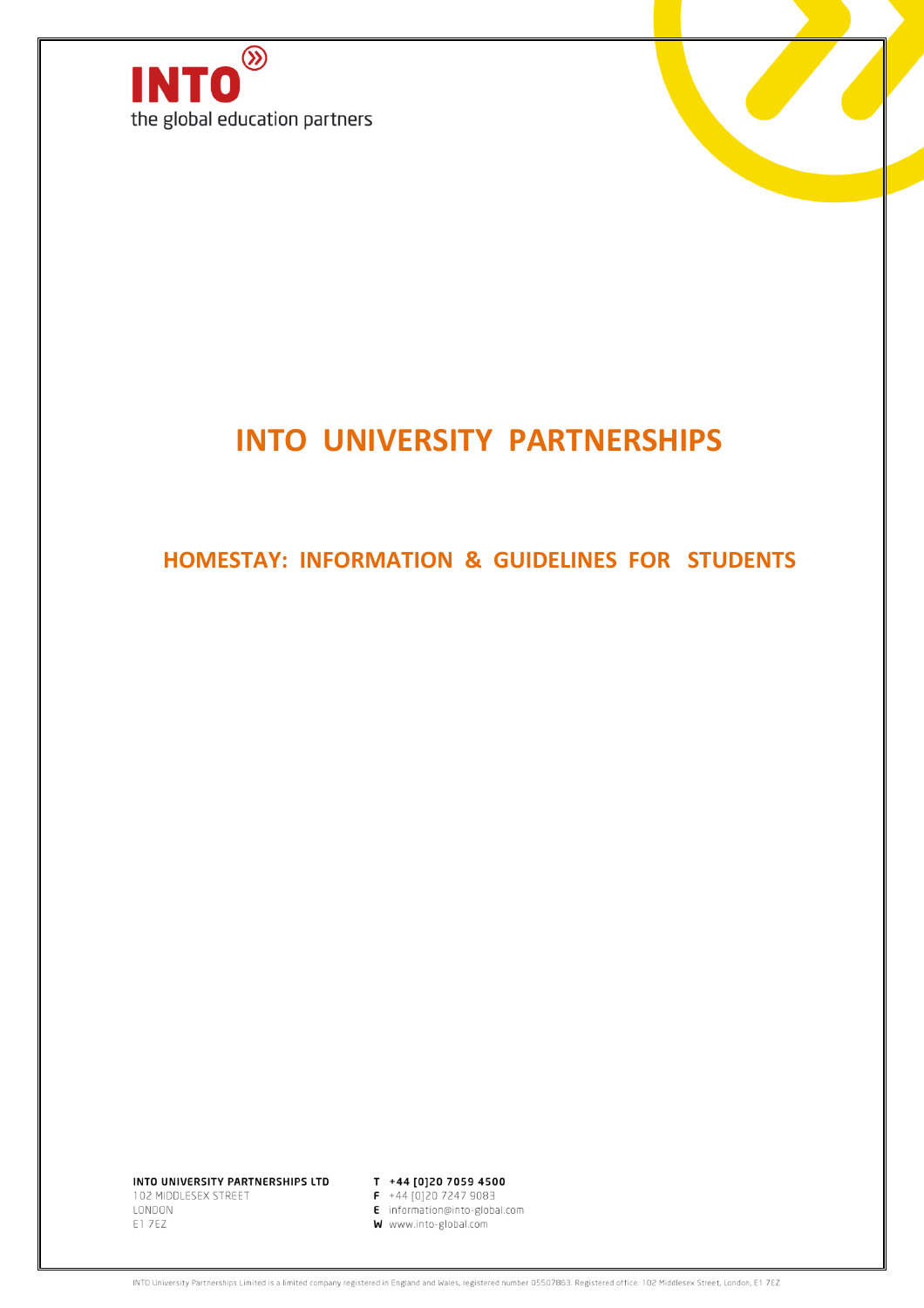INTO

the global education partners

# INTO UNIVERSITY PARTNERSHIPS

## HOMESTAY: INFORMATION & GUIDELINES FOR STUDENTS

**INTO UNIVERSITY PARTNERSHIPS LTD**
102 MIDDLESEX STREET
LONDON
E1 7EZ

**T** +44 [0]20 7059 4500
**F** +44 [0]20 7247 9083
**E** information@into-global.com
**W** www.into-global.com

INTO University Partnerships Limited is a limited company registered in England and Wales, registered number 05507863. Registered office: 102 Middlesex Street, London, E1 7EZ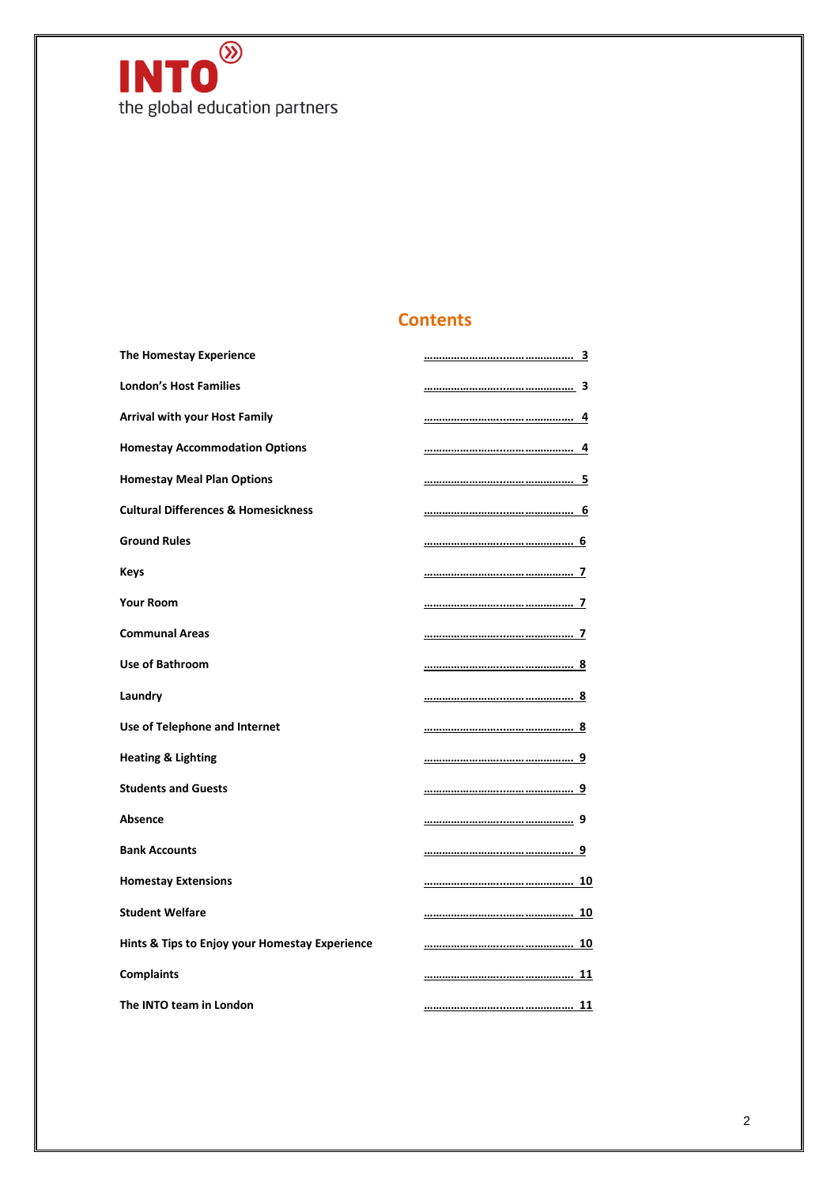INTO

the global education partners

## Contents

| | |
|---|---|
| **The Homestay Experience** | 3 |
| **London's Host Families** | 3 |
| **Arrival with your Host Family** | 4 |
| **Homestay Accommodation Options** | 4 |
| **Homestay Meal Plan Options** | 5 |
| **Cultural Differences & Homesickness** | 6 |
| **Ground Rules** | 6 |
| **Keys** | 7 |
| **Your Room** | 7 |
| **Communal Areas** | 7 |
| **Use of Bathroom** | 8 |
| **Laundry** | 8 |
| **Use of Telephone and Internet** | 8 |
| **Heating & Lighting** | 9 |
| **Students and Guests** | 9 |
| **Absence** | 9 |
| **Bank Accounts** | 9 |
| **Homestay Extensions** | 10 |
| **Student Welfare** | 10 |
| **Hints & Tips to Enjoy your Homestay Experience** | 10 |
| **Complaints** | 11 |
| **The INTO team in London** | 11 |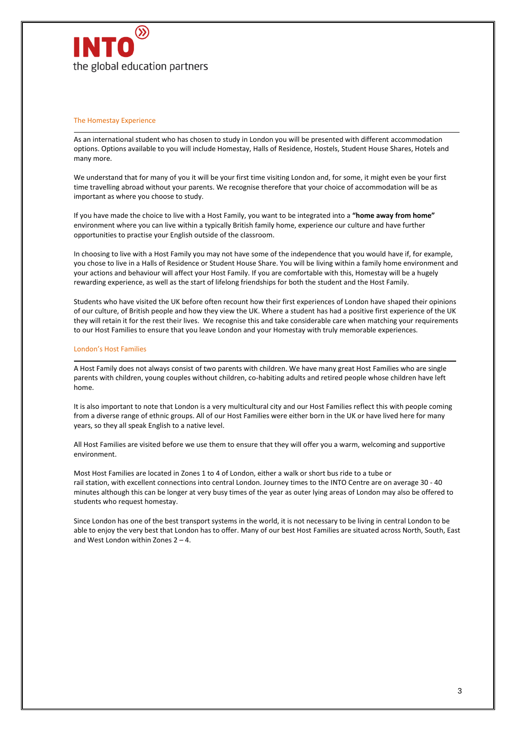## The Homestay Experience

As an international student who has chosen to study in London you will be presented with different accommodation options. Options available to you will include Homestay, Halls of Residence, Hostels, Student House Shares, Hotels and many more.

We understand that for many of you it will be your first time visiting London and, for some, it might even be your first time travelling abroad without your parents. We recognise therefore that your choice of accommodation will be as important as where you choose to study.

If you have made the choice to live with a Host Family, you want to be integrated into a **"home away from home"** environment where you can live within a typically British family home, experience our culture and have further opportunities to practise your English outside of the classroom.

In choosing to live with a Host Family you may not have some of the independence that you would have if, for example, you chose to live in a Halls of Residence or Student House Share. You will be living within a family home environment and your actions and behaviour will affect your Host Family. If you are comfortable with this, Homestay will be a hugely rewarding experience, as well as the start of lifelong friendships for both the student and the Host Family.

Students who have visited the UK before often recount how their first experiences of London have shaped their opinions of our culture, of British people and how they view the UK. Where a student has had a positive first experience of the UK they will retain it for the rest their lives. We recognise this and take considerable care when matching your requirements to our Host Families to ensure that you leave London and your Homestay with truly memorable experiences.

## London's Host Families

A Host Family does not always consist of two parents with children. We have many great Host Families who are single parents with children, young couples without children, co-habiting adults and retired people whose children have left home.

It is also important to note that London is a very multicultural city and our Host Families reflect this with people coming from a diverse range of ethnic groups. All of our Host Families were either born in the UK or have lived here for many years, so they all speak English to a native level.

All Host Families are visited before we use them to ensure that they will offer you a warm, welcoming and supportive environment.

Most Host Families are located in Zones 1 to 4 of London, either a walk or short bus ride to a tube or rail station, with excellent connections into central London. Journey times to the INTO Centre are on average 30 - 40 minutes although this can be longer at very busy times of the year as outer lying areas of London may also be offered to students who request homestay.

Since London has one of the best transport systems in the world, it is not necessary to be living in central London to be able to enjoy the very best that London has to offer. Many of our best Host Families are situated across North, South, East and West London within Zones 2 – 4.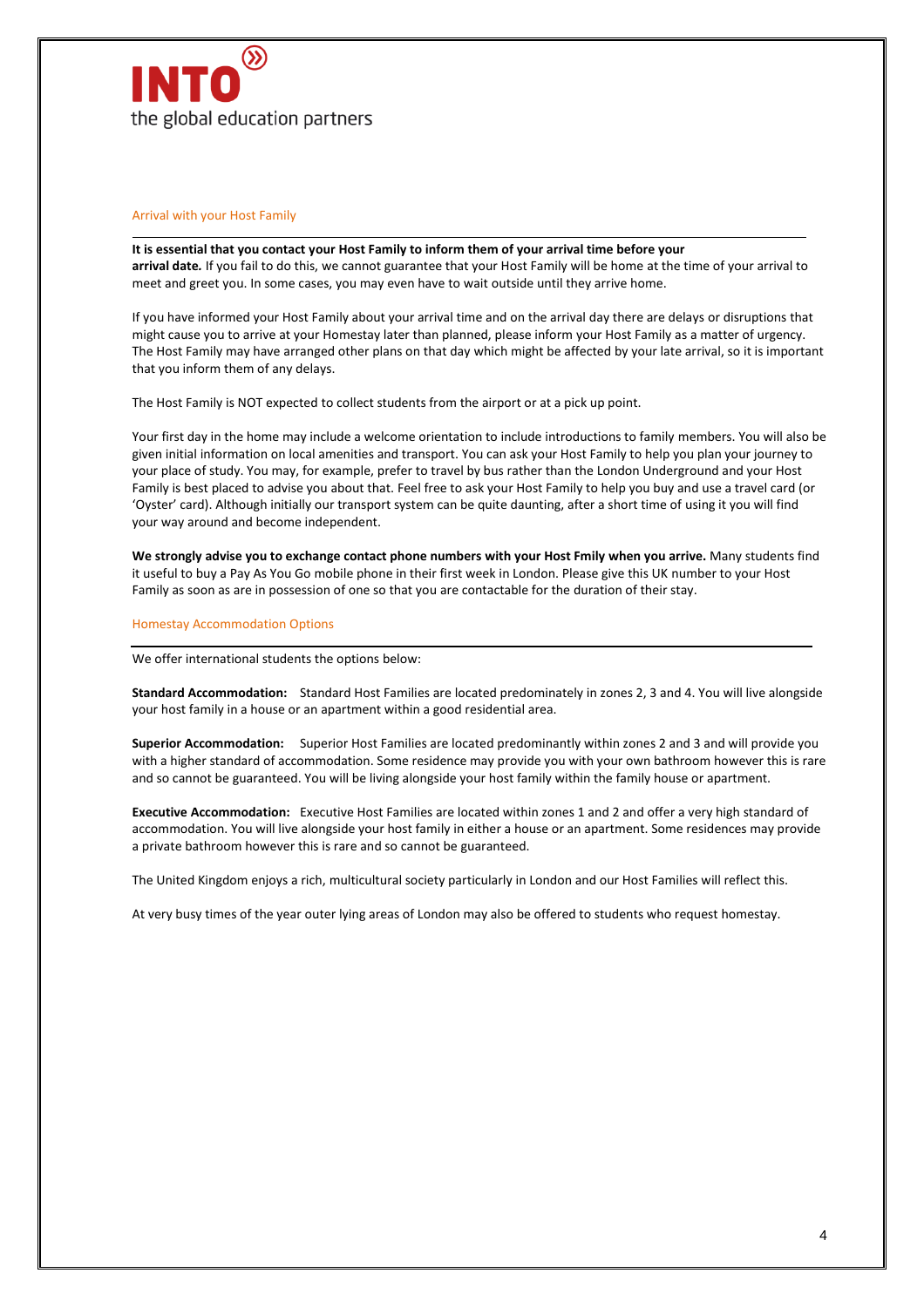INTO
the global education partners

## Arrival with your Host Family

**It is essential that you contact your Host Family to inform them of your arrival time before your arrival date.** If you fail to do this, we cannot guarantee that your Host Family will be home at the time of your arrival to meet and greet you. In some cases, you may even have to wait outside until they arrive home.

If you have informed your Host Family about your arrival time and on the arrival day there are delays or disruptions that might cause you to arrive at your Homestay later than planned, please inform your Host Family as a matter of urgency. The Host Family may have arranged other plans on that day which might be affected by your late arrival, so it is important that you inform them of any delays.

The Host Family is NOT expected to collect students from the airport or at a pick up point.

Your first day in the home may include a welcome orientation to include introductions to family members. You will also be given initial information on local amenities and transport. You can ask your Host Family to help you plan your journey to your place of study. You may, for example, prefer to travel by bus rather than the London Underground and your Host Family is best placed to advise you about that. Feel free to ask your Host Family to help you buy and use a travel card (or 'Oyster' card). Although initially our transport system can be quite daunting, after a short time of using it you will find your way around and become independent.

**We strongly advise you to exchange contact phone numbers with your Host Fmily when you arrive.** Many students find it useful to buy a Pay As You Go mobile phone in their first week in London. Please give this UK number to your Host Family as soon as are in possession of one so that you are contactable for the duration of their stay.

## Homestay Accommodation Options

We offer international students the options below:

**Standard Accommodation:** Standard Host Families are located predominately in zones 2, 3 and 4. You will live alongside your host family in a house or an apartment within a good residential area.

**Superior Accommodation:** Superior Host Families are located predominantly within zones 2 and 3 and will provide you with a higher standard of accommodation. Some residence may provide you with your own bathroom however this is rare and so cannot be guaranteed. You will be living alongside your host family within the family house or apartment.

**Executive Accommodation:** Executive Host Families are located within zones 1 and 2 and offer a very high standard of accommodation. You will live alongside your host family in either a house or an apartment. Some residences may provide a private bathroom however this is rare and so cannot be guaranteed.

The United Kingdom enjoys a rich, multicultural society particularly in London and our Host Families will reflect this.

At very busy times of the year outer lying areas of London may also be offered to students who request homestay.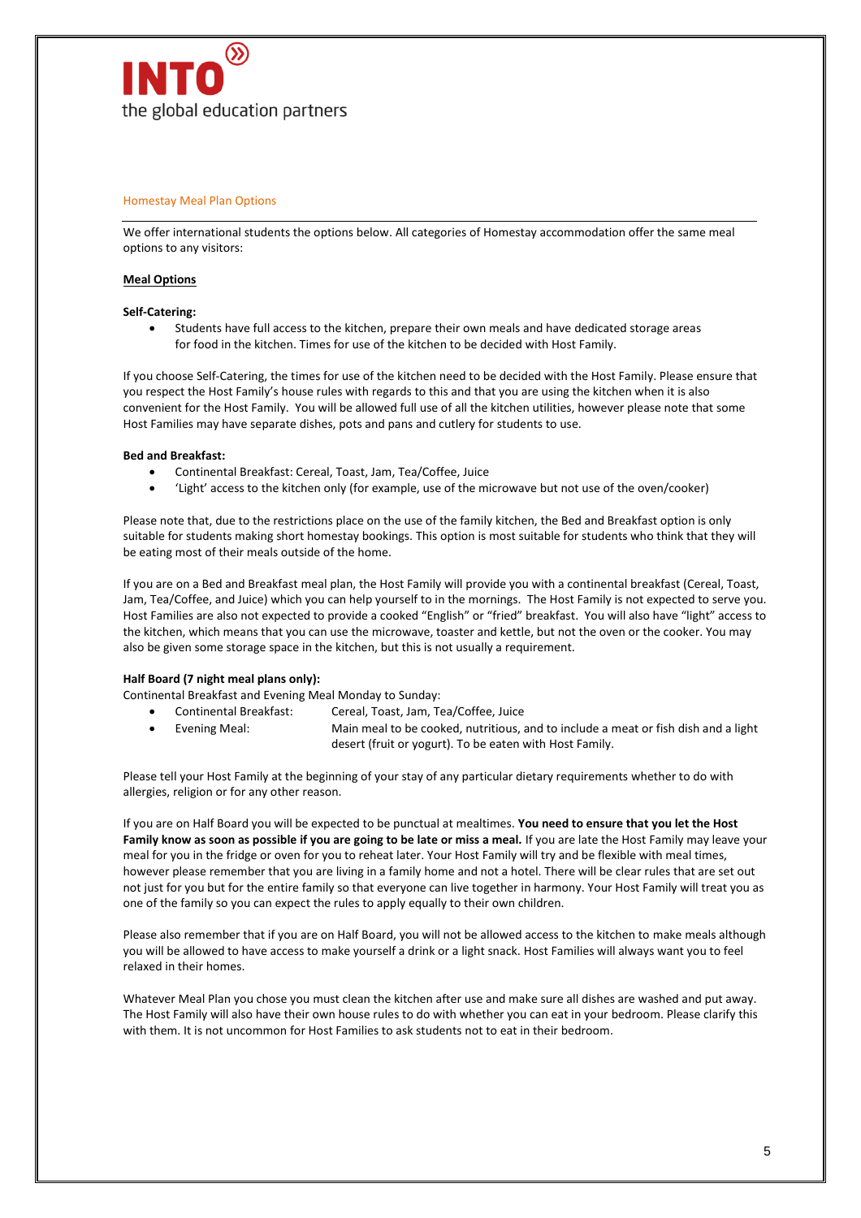INTO the global education partners

## Homestay Meal Plan Options

We offer international students the options below. All categories of Homestay accommodation offer the same meal options to any visitors:

### Meal Options

**Self-Catering:**

- Students have full access to the kitchen, prepare their own meals and have dedicated storage areas for food in the kitchen. Times for use of the kitchen to be decided with Host Family.

If you choose Self-Catering, the times for use of the kitchen need to be decided with the Host Family. Please ensure that you respect the Host Family's house rules with regards to this and that you are using the kitchen when it is also convenient for the Host Family. You will be allowed full use of all the kitchen utilities, however please note that some Host Families may have separate dishes, pots and pans and cutlery for students to use.

**Bed and Breakfast:**

- Continental Breakfast: Cereal, Toast, Jam, Tea/Coffee, Juice
- 'Light' access to the kitchen only (for example, use of the microwave but not use of the oven/cooker)

Please note that, due to the restrictions place on the use of the family kitchen, the Bed and Breakfast option is only suitable for students making short homestay bookings. This option is most suitable for students who think that they will be eating most of their meals outside of the home.

If you are on a Bed and Breakfast meal plan, the Host Family will provide you with a continental breakfast (Cereal, Toast, Jam, Tea/Coffee, and Juice) which you can help yourself to in the mornings. The Host Family is not expected to serve you. Host Families are also not expected to provide a cooked "English" or "fried" breakfast. You will also have "light" access to the kitchen, which means that you can use the microwave, toaster and kettle, but not the oven or the cooker. You may also be given some storage space in the kitchen, but this is not usually a requirement.

**Half Board (7 night meal plans only):**

Continental Breakfast and Evening Meal Monday to Sunday:

- Continental Breakfast: Cereal, Toast, Jam, Tea/Coffee, Juice
- Evening Meal: Main meal to be cooked, nutritious, and to include a meat or fish dish and a light desert (fruit or yogurt). To be eaten with Host Family.

Please tell your Host Family at the beginning of your stay of any particular dietary requirements whether to do with allergies, religion or for any other reason.

If you are on Half Board you will be expected to be punctual at mealtimes. **You need to ensure that you let the Host Family know as soon as possible if you are going to be late or miss a meal.** If you are late the Host Family may leave your meal for you in the fridge or oven for you to reheat later. Your Host Family will try and be flexible with meal times, however please remember that you are living in a family home and not a hotel. There will be clear rules that are set out not just for you but for the entire family so that everyone can live together in harmony. Your Host Family will treat you as one of the family so you can expect the rules to apply equally to their own children.

Please also remember that if you are on Half Board, you will not be allowed access to the kitchen to make meals although you will be allowed to have access to make yourself a drink or a light snack. Host Families will always want you to feel relaxed in their homes.

Whatever Meal Plan you chose you must clean the kitchen after use and make sure all dishes are washed and put away. The Host Family will also have their own house rules to do with whether you can eat in your bedroom. Please clarify this with them. It is not uncommon for Host Families to ask students not to eat in their bedroom.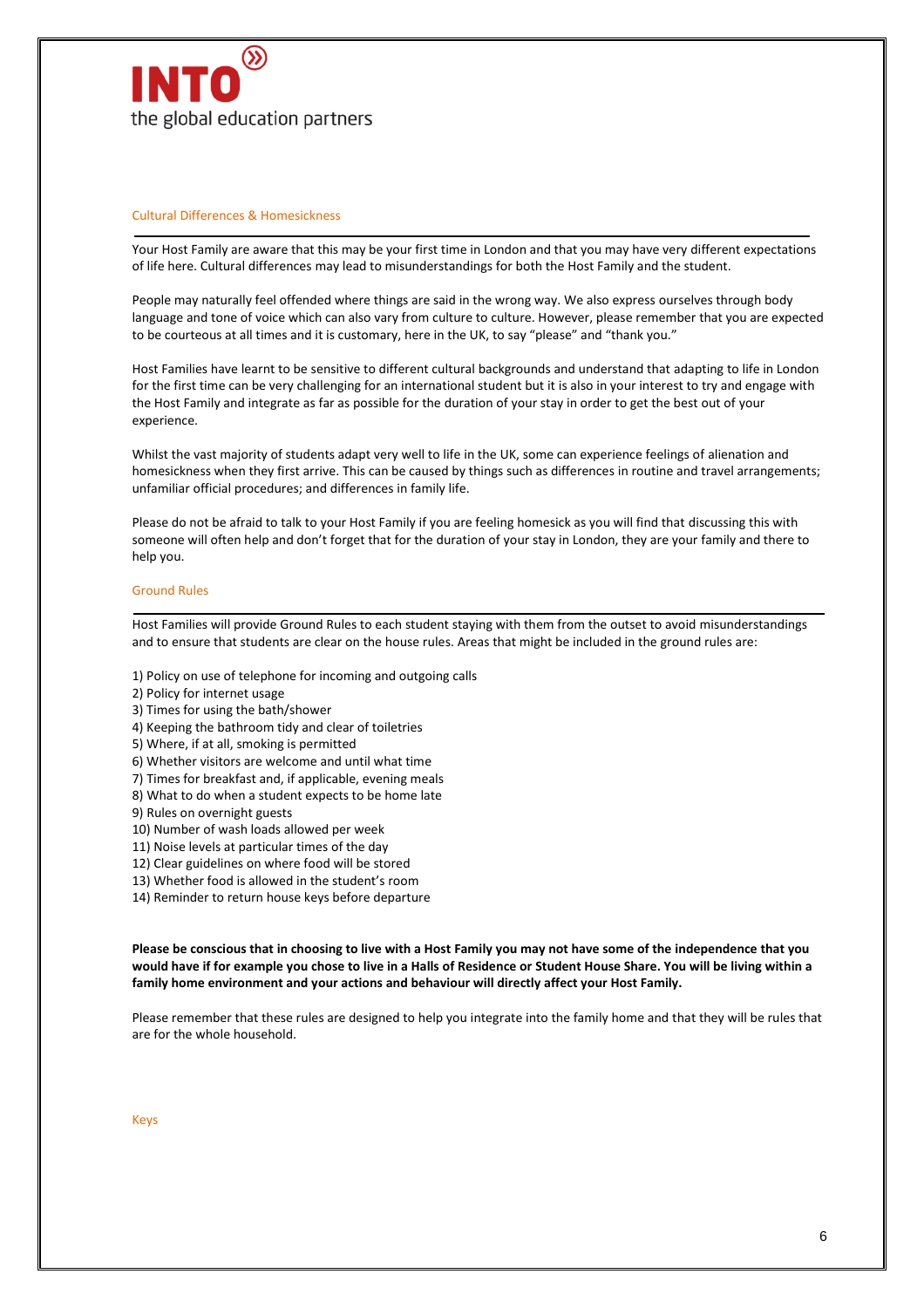## Cultural Differences & Homesickness

Your Host Family are aware that this may be your first time in London and that you may have very different expectations of life here. Cultural differences may lead to misunderstandings for both the Host Family and the student.

People may naturally feel offended where things are said in the wrong way. We also express ourselves through body language and tone of voice which can also vary from culture to culture. However, please remember that you are expected to be courteous at all times and it is customary, here in the UK, to say "please" and "thank you."

Host Families have learnt to be sensitive to different cultural backgrounds and understand that adapting to life in London for the first time can be very challenging for an international student but it is also in your interest to try and engage with the Host Family and integrate as far as possible for the duration of your stay in order to get the best out of your experience.

Whilst the vast majority of students adapt very well to life in the UK, some can experience feelings of alienation and homesickness when they first arrive. This can be caused by things such as differences in routine and travel arrangements; unfamiliar official procedures; and differences in family life.

Please do not be afraid to talk to your Host Family if you are feeling homesick as you will find that discussing this with someone will often help and don't forget that for the duration of your stay in London, they are your family and there to help you.

## Ground Rules

Host Families will provide Ground Rules to each student staying with them from the outset to avoid misunderstandings and to ensure that students are clear on the house rules. Areas that might be included in the ground rules are:

1) Policy on use of telephone for incoming and outgoing calls
2) Policy for internet usage
3) Times for using the bath/shower
4) Keeping the bathroom tidy and clear of toiletries
5) Where, if at all, smoking is permitted
6) Whether visitors are welcome and until what time
7) Times for breakfast and, if applicable, evening meals
8) What to do when a student expects to be home late
9) Rules on overnight guests
10) Number of wash loads allowed per week
11) Noise levels at particular times of the day
12) Clear guidelines on where food will be stored
13) Whether food is allowed in the student's room
14) Reminder to return house keys before departure

**Please be conscious that in choosing to live with a Host Family you may not have some of the independence that you would have if for example you chose to live in a Halls of Residence or Student House Share. You will be living within a family home environment and your actions and behaviour will directly affect your Host Family.**

Please remember that these rules are designed to help you integrate into the family home and that they will be rules that are for the whole household.

## Keys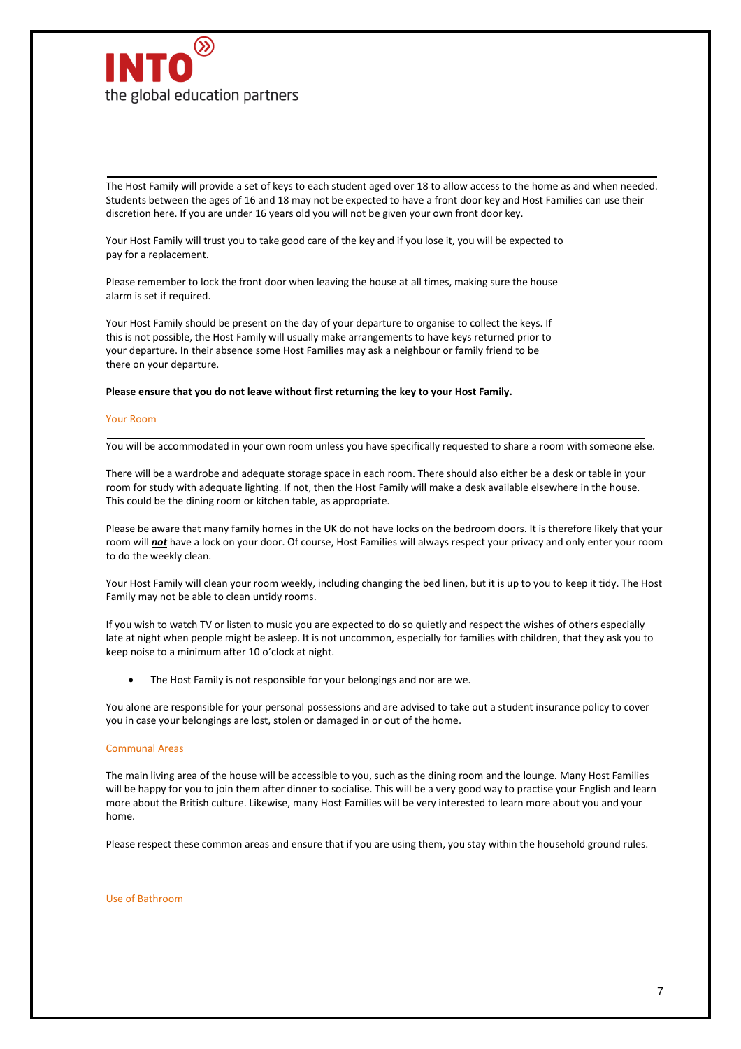The Host Family will provide a set of keys to each student aged over 18 to allow access to the home as and when needed. Students between the ages of 16 and 18 may not be expected to have a front door key and Host Families can use their discretion here. If you are under 16 years old you will not be given your own front door key.

Your Host Family will trust you to take good care of the key and if you lose it, you will be expected to pay for a replacement.

Please remember to lock the front door when leaving the house at all times, making sure the house alarm is set if required.

Your Host Family should be present on the day of your departure to organise to collect the keys. If this is not possible, the Host Family will usually make arrangements to have keys returned prior to your departure. In their absence some Host Families may ask a neighbour or family friend to be there on your departure.

**Please ensure that you do not leave without first returning the key to your Host Family.**

## Your Room

You will be accommodated in your own room unless you have specifically requested to share a room with someone else.

There will be a wardrobe and adequate storage space in each room. There should also either be a desk or table in your room for study with adequate lighting. If not, then the Host Family will make a desk available elsewhere in the house. This could be the dining room or kitchen table, as appropriate.

Please be aware that many family homes in the UK do not have locks on the bedroom doors. It is therefore likely that your room will ***not*** have a lock on your door. Of course, Host Families will always respect your privacy and only enter your room to do the weekly clean.

Your Host Family will clean your room weekly, including changing the bed linen, but it is up to you to keep it tidy. The Host Family may not be able to clean untidy rooms.

If you wish to watch TV or listen to music you are expected to do so quietly and respect the wishes of others especially late at night when people might be asleep. It is not uncommon, especially for families with children, that they ask you to keep noise to a minimum after 10 o'clock at night.

- The Host Family is not responsible for your belongings and nor are we.

You alone are responsible for your personal possessions and are advised to take out a student insurance policy to cover you in case your belongings are lost, stolen or damaged in or out of the home.

## Communal Areas

The main living area of the house will be accessible to you, such as the dining room and the lounge. Many Host Families will be happy for you to join them after dinner to socialise. This will be a very good way to practise your English and learn more about the British culture. Likewise, many Host Families will be very interested to learn more about you and your home.

Please respect these common areas and ensure that if you are using them, you stay within the household ground rules.

## Use of Bathroom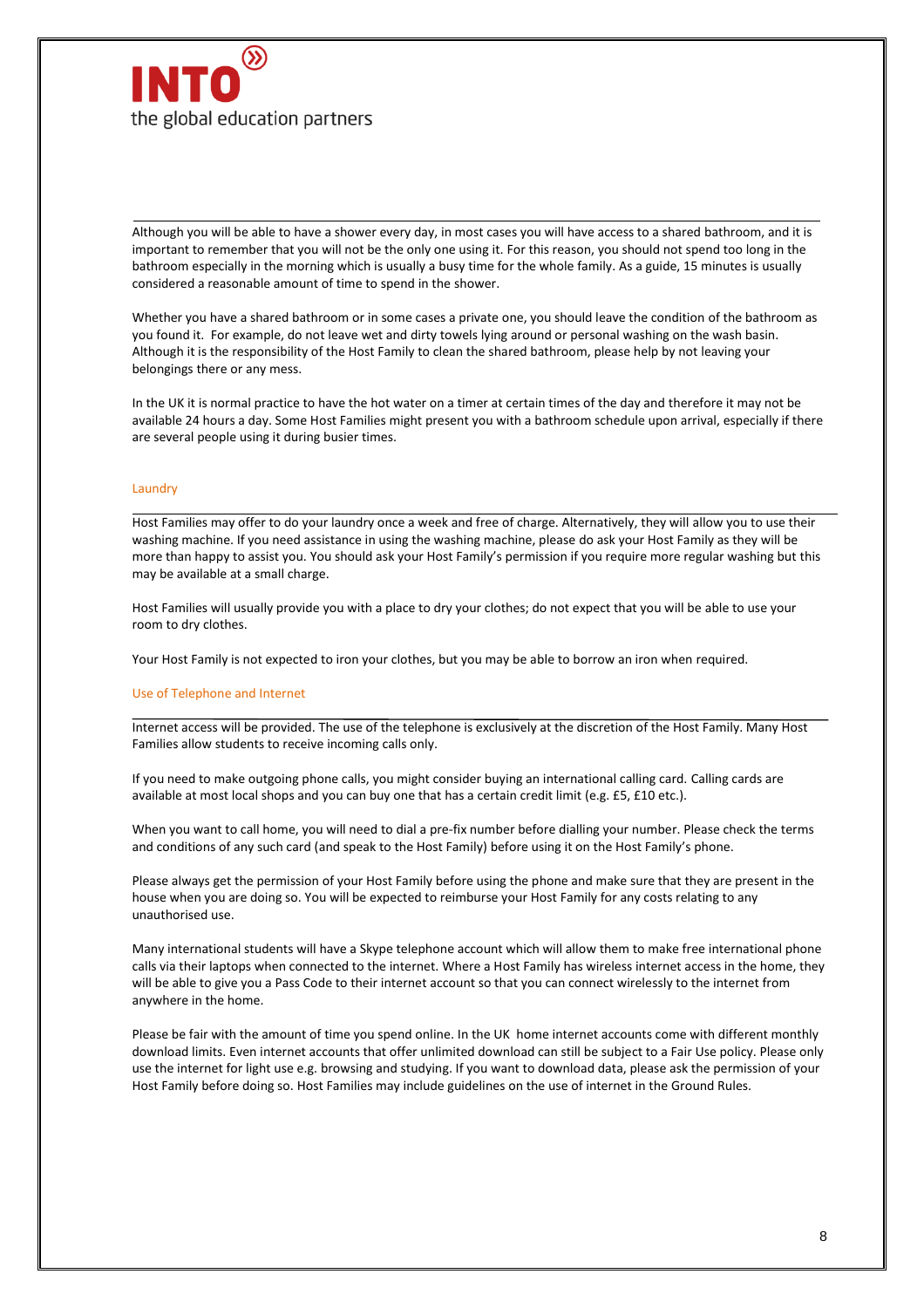Although you will be able to have a shower every day, in most cases you will have access to a shared bathroom, and it is important to remember that you will not be the only one using it. For this reason, you should not spend too long in the bathroom especially in the morning which is usually a busy time for the whole family. As a guide, 15 minutes is usually considered a reasonable amount of time to spend in the shower.

Whether you have a shared bathroom or in some cases a private one, you should leave the condition of the bathroom as you found it. For example, do not leave wet and dirty towels lying around or personal washing on the wash basin. Although it is the responsibility of the Host Family to clean the shared bathroom, please help by not leaving your belongings there or any mess.

In the UK it is normal practice to have the hot water on a timer at certain times of the day and therefore it may not be available 24 hours a day. Some Host Families might present you with a bathroom schedule upon arrival, especially if there are several people using it during busier times.

## Laundry

Host Families may offer to do your laundry once a week and free of charge. Alternatively, they will allow you to use their washing machine. If you need assistance in using the washing machine, please do ask your Host Family as they will be more than happy to assist you. You should ask your Host Family's permission if you require more regular washing but this may be available at a small charge.

Host Families will usually provide you with a place to dry your clothes; do not expect that you will be able to use your room to dry clothes.

Your Host Family is not expected to iron your clothes, but you may be able to borrow an iron when required.

## Use of Telephone and Internet

Internet access will be provided. The use of the telephone is exclusively at the discretion of the Host Family. Many Host Families allow students to receive incoming calls only.

If you need to make outgoing phone calls, you might consider buying an international calling card. Calling cards are available at most local shops and you can buy one that has a certain credit limit (e.g. £5, £10 etc.).

When you want to call home, you will need to dial a pre-fix number before dialling your number. Please check the terms and conditions of any such card (and speak to the Host Family) before using it on the Host Family's phone.

Please always get the permission of your Host Family before using the phone and make sure that they are present in the house when you are doing so. You will be expected to reimburse your Host Family for any costs relating to any unauthorised use.

Many international students will have a Skype telephone account which will allow them to make free international phone calls via their laptops when connected to the internet. Where a Host Family has wireless internet access in the home, they will be able to give you a Pass Code to their internet account so that you can connect wirelessly to the internet from anywhere in the home.

Please be fair with the amount of time you spend online. In the UK home internet accounts come with different monthly download limits. Even internet accounts that offer unlimited download can still be subject to a Fair Use policy. Please only use the internet for light use e.g. browsing and studying. If you want to download data, please ask the permission of your Host Family before doing so. Host Families may include guidelines on the use of internet in the Ground Rules.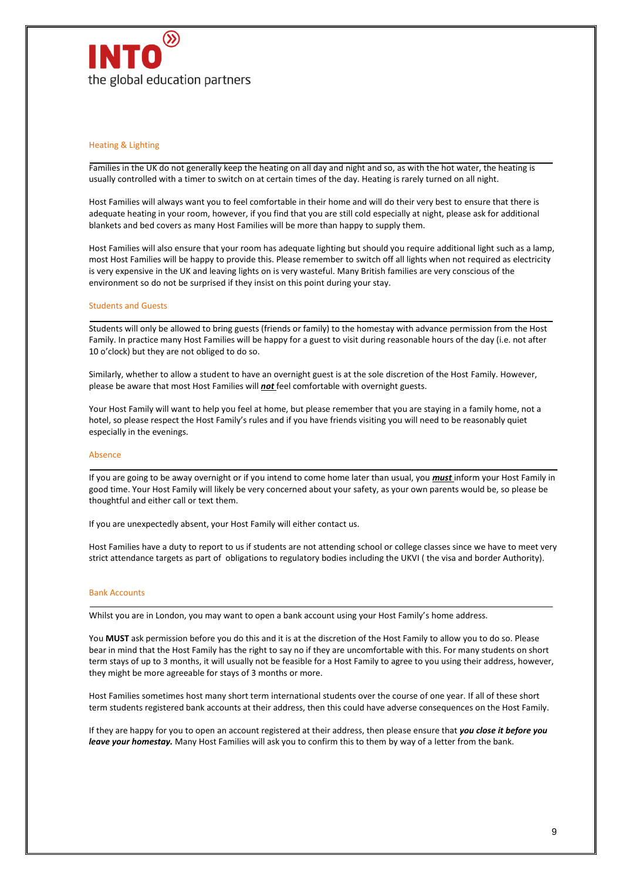## Heating & Lighting

Families in the UK do not generally keep the heating on all day and night and so, as with the hot water, the heating is usually controlled with a timer to switch on at certain times of the day. Heating is rarely turned on all night.

Host Families will always want you to feel comfortable in their home and will do their very best to ensure that there is adequate heating in your room, however, if you find that you are still cold especially at night, please ask for additional blankets and bed covers as many Host Families will be more than happy to supply them.

Host Families will also ensure that your room has adequate lighting but should you require additional light such as a lamp, most Host Families will be happy to provide this. Please remember to switch off all lights when not required as electricity is very expensive in the UK and leaving lights on is very wasteful. Many British families are very conscious of the environment so do not be surprised if they insist on this point during your stay.

## Students and Guests

Students will only be allowed to bring guests (friends or family) to the homestay with advance permission from the Host Family. In practice many Host Families will be happy for a guest to visit during reasonable hours of the day (i.e. not after 10 o'clock) but they are not obliged to do so.

Similarly, whether to allow a student to have an overnight guest is at the sole discretion of the Host Family. However, please be aware that most Host Families will ***not*** feel comfortable with overnight guests.

Your Host Family will want to help you feel at home, but please remember that you are staying in a family home, not a hotel, so please respect the Host Family's rules and if you have friends visiting you will need to be reasonably quiet especially in the evenings.

## Absence

If you are going to be away overnight or if you intend to come home later than usual, you ***must*** inform your Host Family in good time. Your Host Family will likely be very concerned about your safety, as your own parents would be, so please be thoughtful and either call or text them.

If you are unexpectedly absent, your Host Family will either contact us.

Host Families have a duty to report to us if students are not attending school or college classes since we have to meet very strict attendance targets as part of obligations to regulatory bodies including the UKVI ( the visa and border Authority).

## Bank Accounts

Whilst you are in London, you may want to open a bank account using your Host Family's home address.

You **MUST** ask permission before you do this and it is at the discretion of the Host Family to allow you to do so. Please bear in mind that the Host Family has the right to say no if they are uncomfortable with this. For many students on short term stays of up to 3 months, it will usually not be feasible for a Host Family to agree to you using their address, however, they might be more agreeable for stays of 3 months or more.

Host Families sometimes host many short term international students over the course of one year. If all of these short term students registered bank accounts at their address, then this could have adverse consequences on the Host Family.

If they are happy for you to open an account registered at their address, then please ensure that ***you close it before you leave your homestay.*** Many Host Families will ask you to confirm this to them by way of a letter from the bank.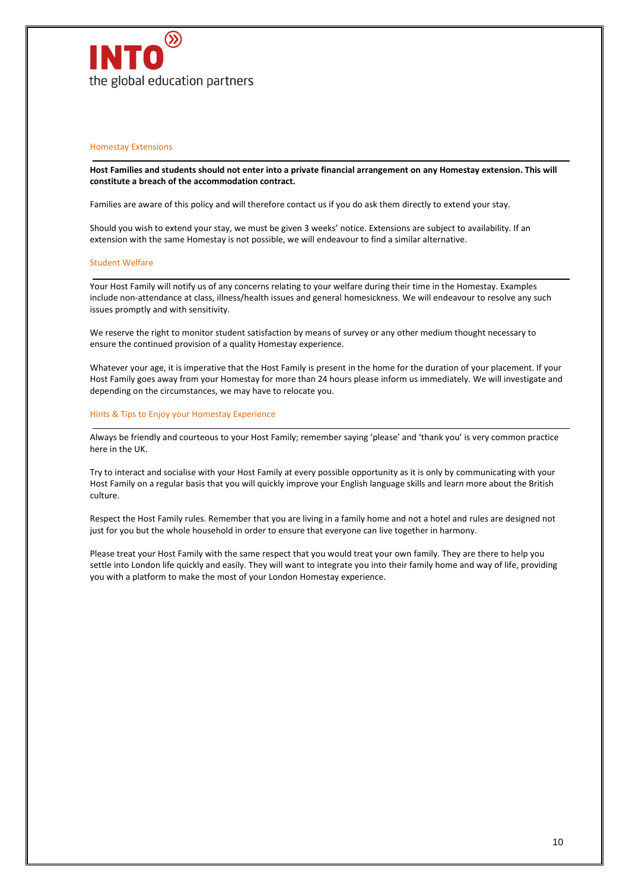## Homestay Extensions

**Host Families and students should not enter into a private financial arrangement on any Homestay extension. This will constitute a breach of the accommodation contract.**

Families are aware of this policy and will therefore contact us if you do ask them directly to extend your stay.

Should you wish to extend your stay, we must be given 3 weeks' notice. Extensions are subject to availability. If an extension with the same Homestay is not possible, we will endeavour to find a similar alternative.

## Student Welfare

Your Host Family will notify us of any concerns relating to your welfare during their time in the Homestay. Examples include non-attendance at class, illness/health issues and general homesickness. We will endeavour to resolve any such issues promptly and with sensitivity.

We reserve the right to monitor student satisfaction by means of survey or any other medium thought necessary to ensure the continued provision of a quality Homestay experience.

Whatever your age, it is imperative that the Host Family is present in the home for the duration of your placement. If your Host Family goes away from your Homestay for more than 24 hours please inform us immediately. We will investigate and depending on the circumstances, we may have to relocate you.

## Hints & Tips to Enjoy your Homestay Experience

Always be friendly and courteous to your Host Family; remember saying 'please' and 'thank you' is very common practice here in the UK.

Try to interact and socialise with your Host Family at every possible opportunity as it is only by communicating with your Host Family on a regular basis that you will quickly improve your English language skills and learn more about the British culture.

Respect the Host Family rules. Remember that you are living in a family home and not a hotel and rules are designed not just for you but the whole household in order to ensure that everyone can live together in harmony.

Please treat your Host Family with the same respect that you would treat your own family. They are there to help you settle into London life quickly and easily. They will want to integrate you into their family home and way of life, providing you with a platform to make the most of your London Homestay experience.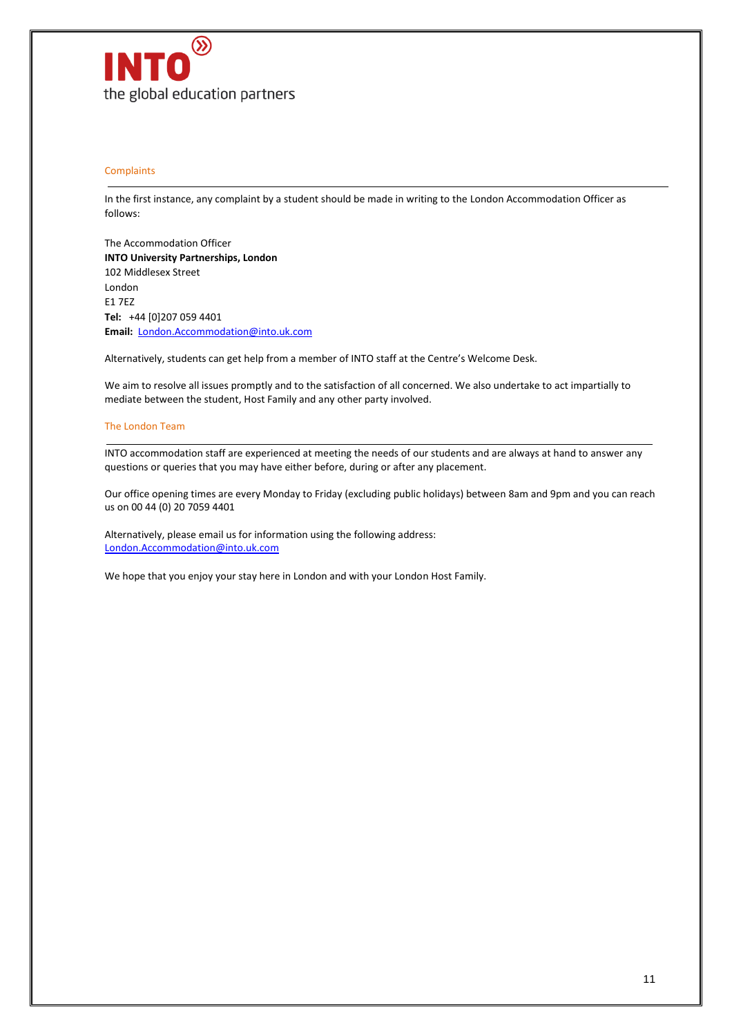INTO

the global education partners

## Complaints

In the first instance, any complaint by a student should be made in writing to the London Accommodation Officer as follows:

The Accommodation Officer
**INTO University Partnerships, London**
102 Middlesex Street
London
E1 7EZ
**Tel:** +44 [0]207 059 4401
**Email:** London.Accommodation@into.uk.com

Alternatively, students can get help from a member of INTO staff at the Centre's Welcome Desk.

We aim to resolve all issues promptly and to the satisfaction of all concerned. We also undertake to act impartially to mediate between the student, Host Family and any other party involved.

## The London Team

INTO accommodation staff are experienced at meeting the needs of our students and are always at hand to answer any questions or queries that you may have either before, during or after any placement.

Our office opening times are every Monday to Friday (excluding public holidays) between 8am and 9pm and you can reach us on 00 44 (0) 20 7059 4401

Alternatively, please email us for information using the following address:
London.Accommodation@into.uk.com

We hope that you enjoy your stay here in London and with your London Host Family.